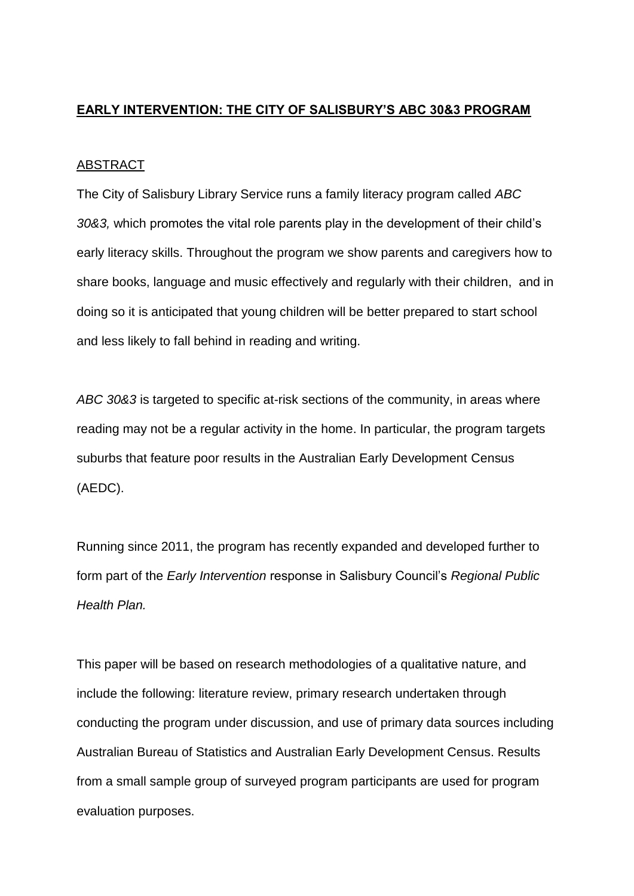# EARLY INTERVENTION: THE CITY OF SALISBURY'S ABC 30&3 PROGRAM

## ABSTRACT

The City of Salisbury Library Service runs a family literacy program called *ABC 30&3,* which promotes the vital role parents play in the development of their child's early literacy skills. Throughout the program we show parents and caregivers how to share books, language and music effectively and regularly with their children, and in doing so it is anticipated that young children will be better prepared to start school and less likely to fall behind in reading and writing.

*ABC 30&3* is targeted to specific at-risk sections of the community, in areas where reading may not be a regular activity in the home. In particular, the program targets suburbs that feature poor results in the Australian Early Development Census (AEDC).

Running since 2011, the program has recently expanded and developed further to form part of the *Early Intervention* response in Salisbury Council's *Regional Public Health Plan.*

This paper will be based on research methodologies of a qualitative nature, and include the following: literature review, primary research undertaken through conducting the program under discussion, and use of primary data sources including Australian Bureau of Statistics and Australian Early Development Census. Results from a small sample group of surveyed program participants are used for program evaluation purposes.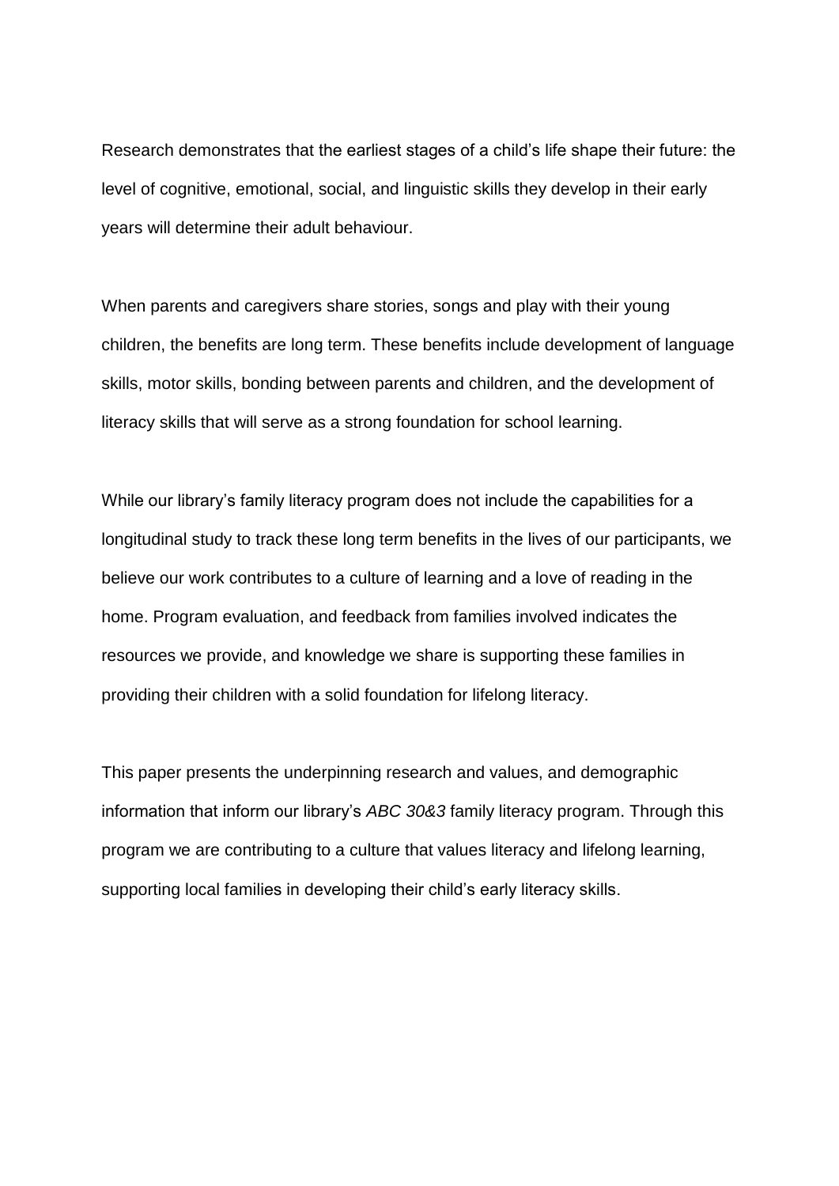Research demonstrates that the earliest stages of a child's life shape their future: the level of cognitive, emotional, social, and linguistic skills they develop in their early years will determine their adult behaviour.

When parents and caregivers share stories, songs and play with their young children, the benefits are long term. These benefits include development of language skills, motor skills, bonding between parents and children, and the development of literacy skills that will serve as a strong foundation for school learning.

While our library's family literacy program does not include the capabilities for a longitudinal study to track these long term benefits in the lives of our participants, we believe our work contributes to a culture of learning and a love of reading in the home. Program evaluation, and feedback from families involved indicates the resources we provide, and knowledge we share is supporting these families in providing their children with a solid foundation for lifelong literacy.

This paper presents the underpinning research and values, and demographic information that inform our library's *ABC 30&3* family literacy program. Through this program we are contributing to a culture that values literacy and lifelong learning, supporting local families in developing their child's early literacy skills.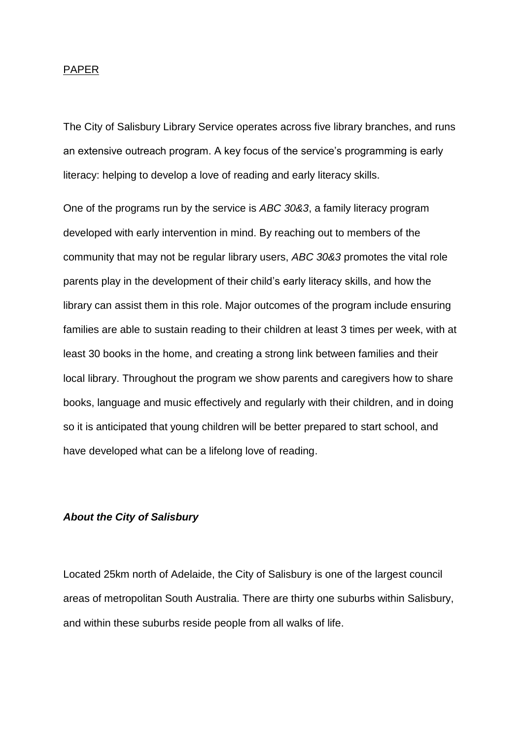PAPER

The City of Salisbury Library Service operates across five library branches, and runs an extensive outreach program. A key focus of the service's programming is early literacy: helping to develop a love of reading and early literacy skills.

One of the programs run by the service is *ABC 30&3*, a family literacy program developed with early intervention in mind. By reaching out to members of the community that may not be regular library users, *ABC 30&3* promotes the vital role parents play in the development of their child's early literacy skills, and how the library can assist them in this role. Major outcomes of the program include ensuring families are able to sustain reading to their children at least 3 times per week, with at least 30 books in the home, and creating a strong link between families and their local library. Throughout the program we show parents and caregivers how to share books, language and music effectively and regularly with their children, and in doing so it is anticipated that young children will be better prepared to start school, and have developed what can be a lifelong love of reading.

### ***About the City of Salisbury***

Located 25km north of Adelaide, the City of Salisbury is one of the largest council areas of metropolitan South Australia. There are thirty one suburbs within Salisbury, and within these suburbs reside people from all walks of life.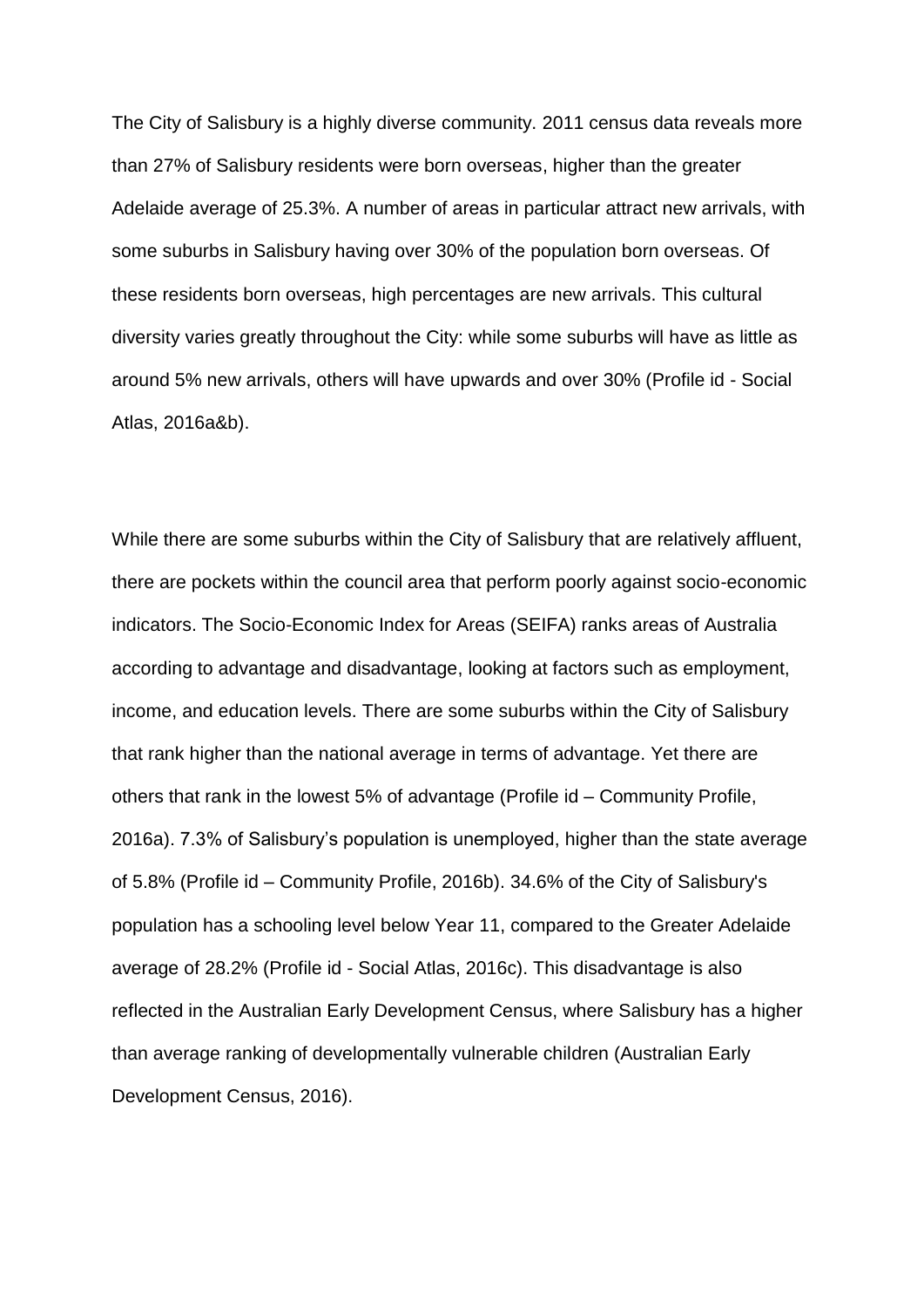The City of Salisbury is a highly diverse community. 2011 census data reveals more than 27% of Salisbury residents were born overseas, higher than the greater Adelaide average of 25.3%. A number of areas in particular attract new arrivals, with some suburbs in Salisbury having over 30% of the population born overseas. Of these residents born overseas, high percentages are new arrivals. This cultural diversity varies greatly throughout the City: while some suburbs will have as little as around 5% new arrivals, others will have upwards and over 30% (Profile id - Social Atlas, 2016a&b).

While there are some suburbs within the City of Salisbury that are relatively affluent, there are pockets within the council area that perform poorly against socio-economic indicators. The Socio-Economic Index for Areas (SEIFA) ranks areas of Australia according to advantage and disadvantage, looking at factors such as employment, income, and education levels. There are some suburbs within the City of Salisbury that rank higher than the national average in terms of advantage. Yet there are others that rank in the lowest 5% of advantage (Profile id – Community Profile, 2016a). 7.3% of Salisbury's population is unemployed, higher than the state average of 5.8% (Profile id – Community Profile, 2016b). 34.6% of the City of Salisbury's population has a schooling level below Year 11, compared to the Greater Adelaide average of 28.2% (Profile id - Social Atlas, 2016c). This disadvantage is also reflected in the Australian Early Development Census, where Salisbury has a higher than average ranking of developmentally vulnerable children (Australian Early Development Census, 2016).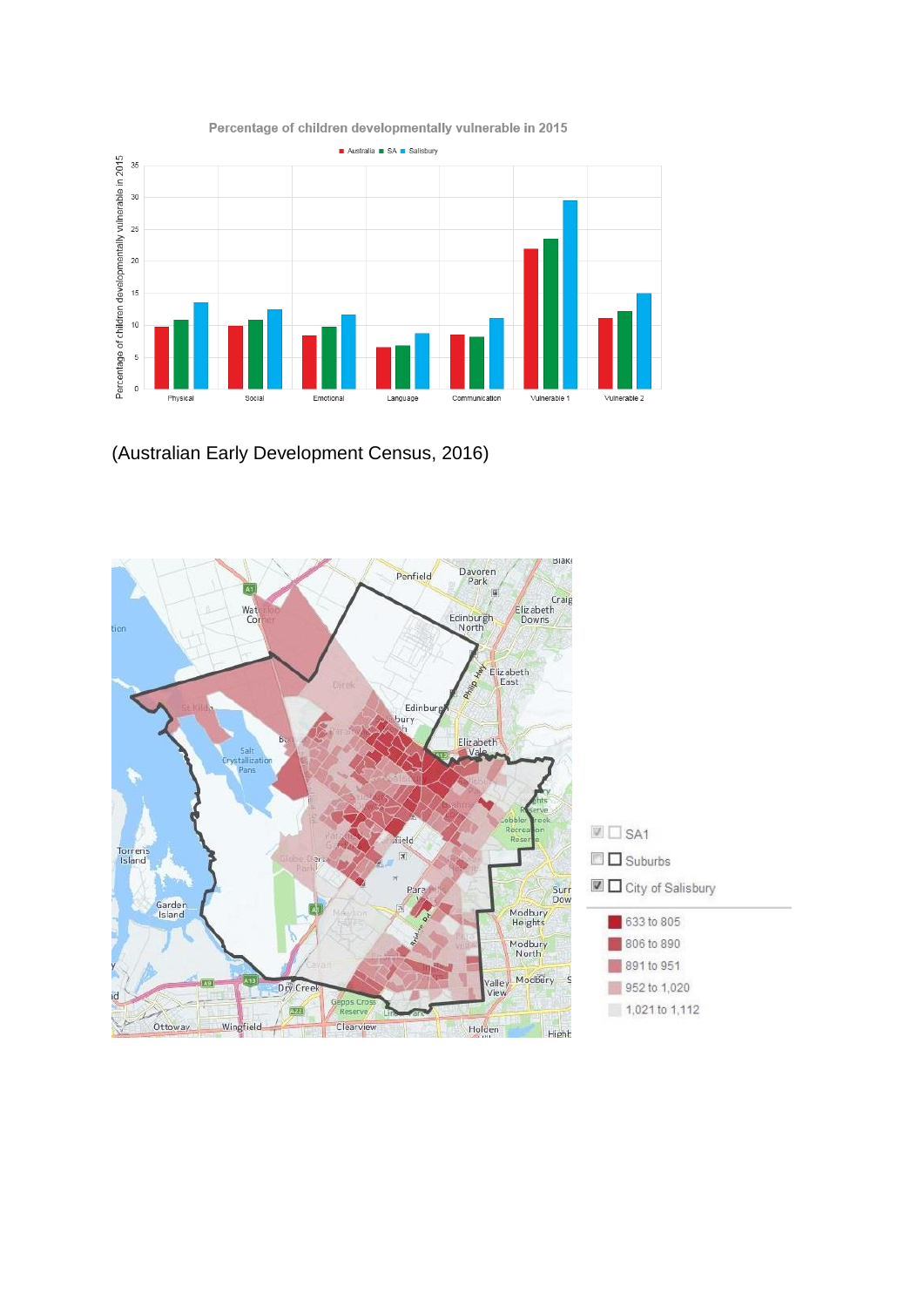(Australian Early Development Census, 2016)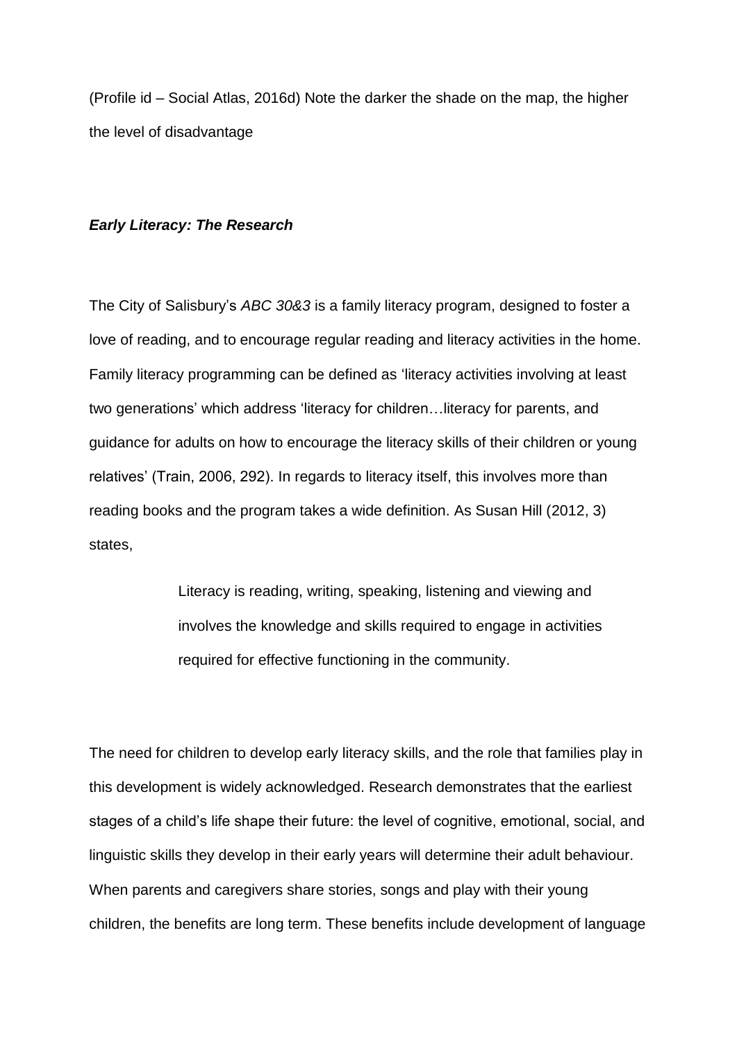(Profile id – Social Atlas, 2016d) Note the darker the shade on the map, the higher the level of disadvantage

***Early Literacy: The Research***

The City of Salisbury's *ABC 30&3* is a family literacy program, designed to foster a love of reading, and to encourage regular reading and literacy activities in the home. Family literacy programming can be defined as 'literacy activities involving at least two generations' which address 'literacy for children…literacy for parents, and guidance for adults on how to encourage the literacy skills of their children or young relatives' (Train, 2006, 292). In regards to literacy itself, this involves more than reading books and the program takes a wide definition. As Susan Hill (2012, 3) states,

> Literacy is reading, writing, speaking, listening and viewing and involves the knowledge and skills required to engage in activities required for effective functioning in the community.

The need for children to develop early literacy skills, and the role that families play in this development is widely acknowledged. Research demonstrates that the earliest stages of a child's life shape their future: the level of cognitive, emotional, social, and linguistic skills they develop in their early years will determine their adult behaviour. When parents and caregivers share stories, songs and play with their young children, the benefits are long term. These benefits include development of language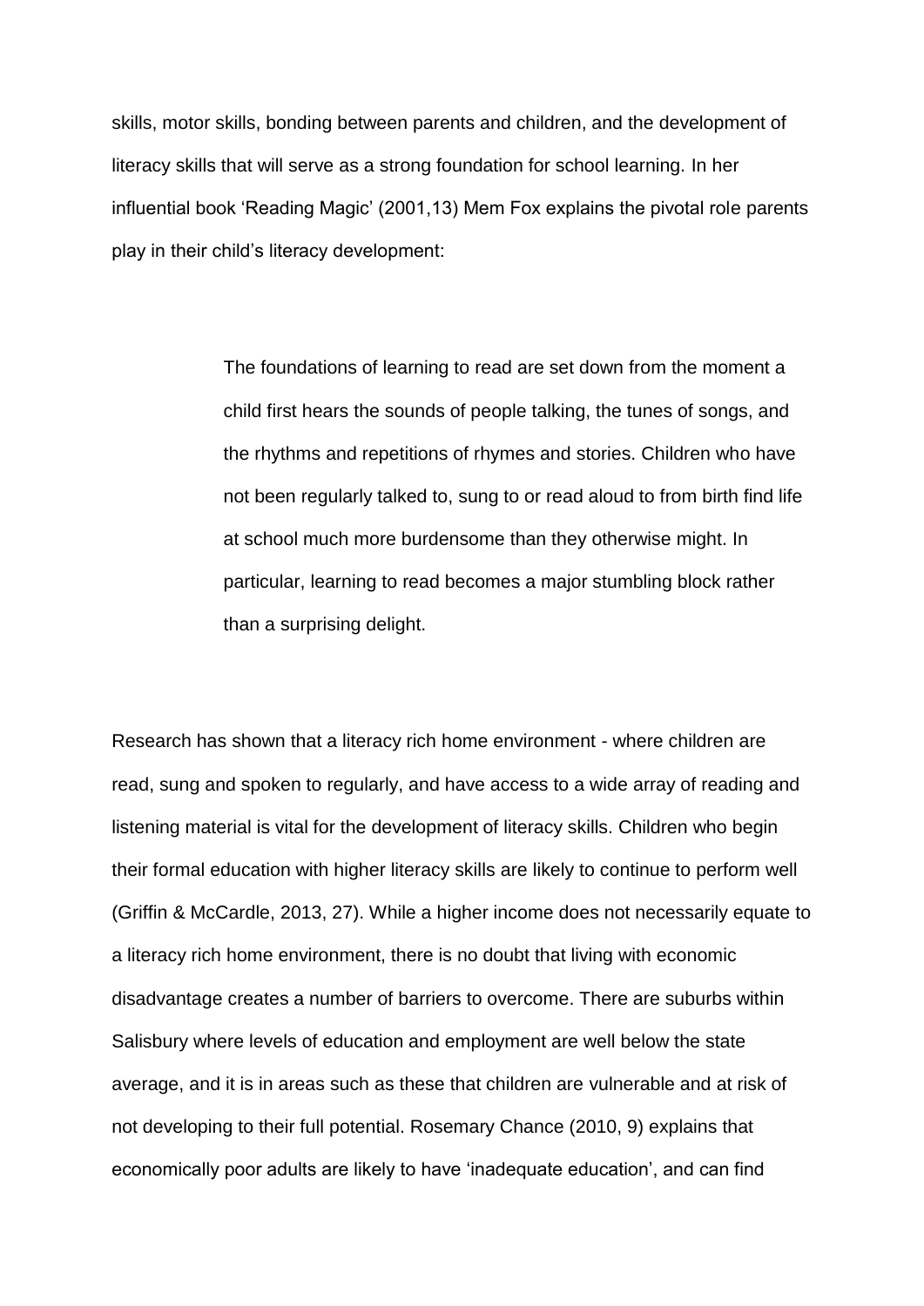skills, motor skills, bonding between parents and children, and the development of literacy skills that will serve as a strong foundation for school learning. In her influential book 'Reading Magic' (2001,13) Mem Fox explains the pivotal role parents play in their child's literacy development:

> The foundations of learning to read are set down from the moment a child first hears the sounds of people talking, the tunes of songs, and the rhythms and repetitions of rhymes and stories. Children who have not been regularly talked to, sung to or read aloud to from birth find life at school much more burdensome than they otherwise might. In particular, learning to read becomes a major stumbling block rather than a surprising delight.

Research has shown that a literacy rich home environment - where children are read, sung and spoken to regularly, and have access to a wide array of reading and listening material is vital for the development of literacy skills. Children who begin their formal education with higher literacy skills are likely to continue to perform well (Griffin & McCardle, 2013, 27). While a higher income does not necessarily equate to a literacy rich home environment, there is no doubt that living with economic disadvantage creates a number of barriers to overcome. There are suburbs within Salisbury where levels of education and employment are well below the state average, and it is in areas such as these that children are vulnerable and at risk of not developing to their full potential. Rosemary Chance (2010, 9) explains that economically poor adults are likely to have 'inadequate education', and can find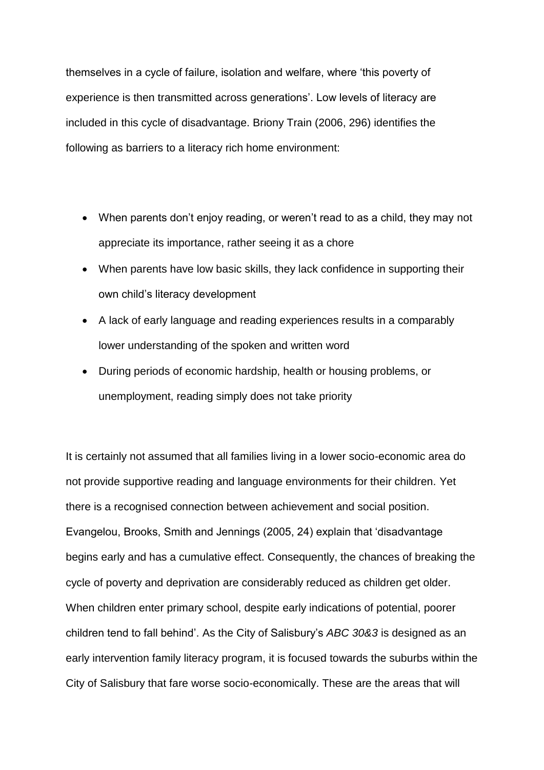themselves in a cycle of failure, isolation and welfare, where 'this poverty of experience is then transmitted across generations'. Low levels of literacy are included in this cycle of disadvantage. Briony Train (2006, 296) identifies the following as barriers to a literacy rich home environment:

- When parents don't enjoy reading, or weren't read to as a child, they may not appreciate its importance, rather seeing it as a chore
- When parents have low basic skills, they lack confidence in supporting their own child's literacy development
- A lack of early language and reading experiences results in a comparably lower understanding of the spoken and written word
- During periods of economic hardship, health or housing problems, or unemployment, reading simply does not take priority

It is certainly not assumed that all families living in a lower socio-economic area do not provide supportive reading and language environments for their children. Yet there is a recognised connection between achievement and social position. Evangelou, Brooks, Smith and Jennings (2005, 24) explain that 'disadvantage begins early and has a cumulative effect. Consequently, the chances of breaking the cycle of poverty and deprivation are considerably reduced as children get older. When children enter primary school, despite early indications of potential, poorer children tend to fall behind'. As the City of Salisbury's *ABC 30&3* is designed as an early intervention family literacy program, it is focused towards the suburbs within the City of Salisbury that fare worse socio-economically. These are the areas that will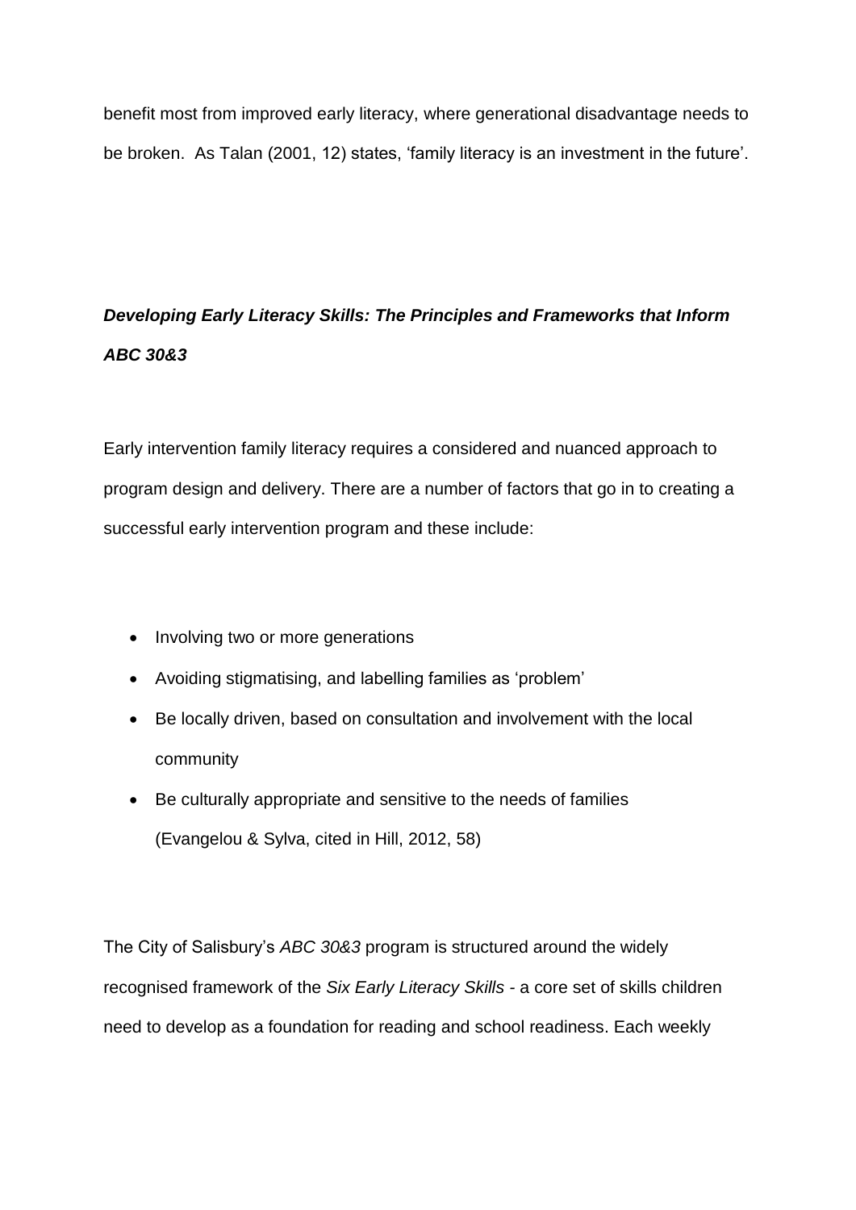benefit most from improved early literacy, where generational disadvantage needs to be broken. As Talan (2001, 12) states, 'family literacy is an investment in the future'.

## ***Developing Early Literacy Skills: The Principles and Frameworks that Inform ABC 30&3***

Early intervention family literacy requires a considered and nuanced approach to program design and delivery. There are a number of factors that go in to creating a successful early intervention program and these include:

- Involving two or more generations
- Avoiding stigmatising, and labelling families as 'problem'
- Be locally driven, based on consultation and involvement with the local community
- Be culturally appropriate and sensitive to the needs of families (Evangelou & Sylva, cited in Hill, 2012, 58)

The City of Salisbury's *ABC 30&3* program is structured around the widely recognised framework of the *Six Early Literacy Skills* - a core set of skills children need to develop as a foundation for reading and school readiness. Each weekly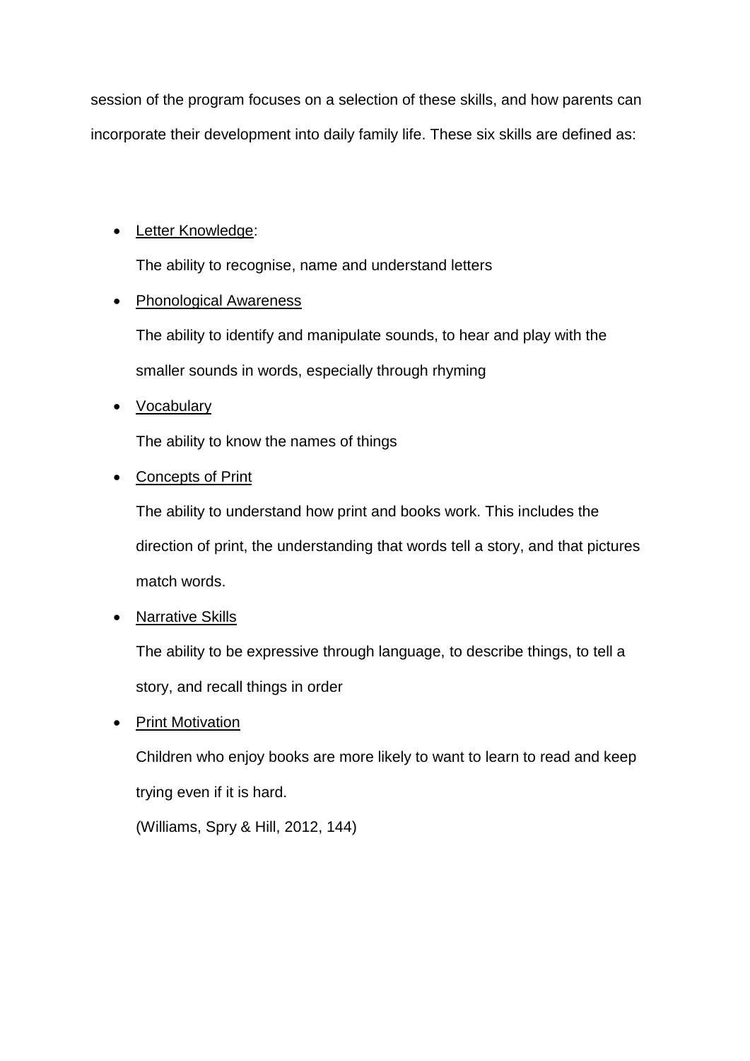session of the program focuses on a selection of these skills, and how parents can incorporate their development into daily family life. These six skills are defined as:

- <u>Letter Knowledge</u>:

  The ability to recognise, name and understand letters

- <u>Phonological Awareness</u>

  The ability to identify and manipulate sounds, to hear and play with the smaller sounds in words, especially through rhyming

- <u>Vocabulary</u>

  The ability to know the names of things

- <u>Concepts of Print</u>

  The ability to understand how print and books work. This includes the direction of print, the understanding that words tell a story, and that pictures match words.

- <u>Narrative Skills</u>

  The ability to be expressive through language, to describe things, to tell a story, and recall things in order

- <u>Print Motivation</u>

  Children who enjoy books are more likely to want to learn to read and keep trying even if it is hard.

  (Williams, Spry & Hill, 2012, 144)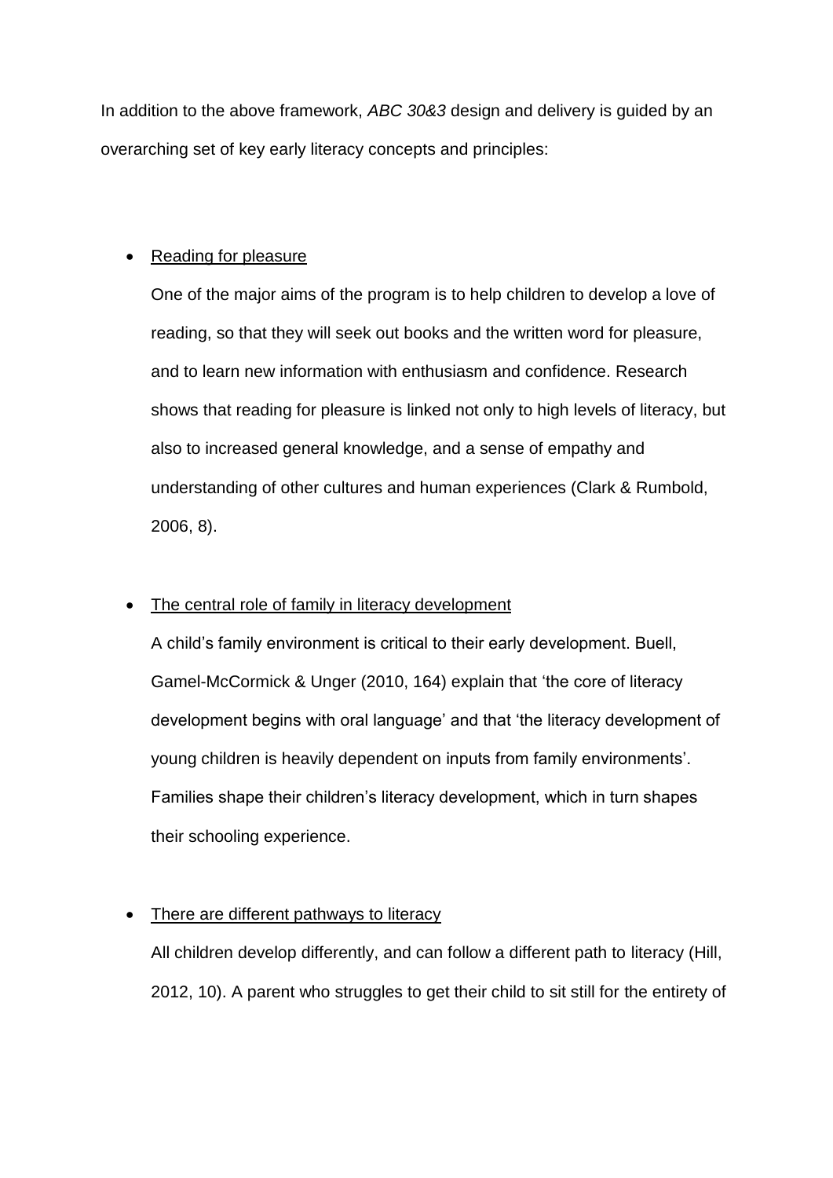In addition to the above framework, *ABC 30&3* design and delivery is guided by an overarching set of key early literacy concepts and principles:

- <u>Reading for pleasure</u>

  One of the major aims of the program is to help children to develop a love of reading, so that they will seek out books and the written word for pleasure, and to learn new information with enthusiasm and confidence. Research shows that reading for pleasure is linked not only to high levels of literacy, but also to increased general knowledge, and a sense of empathy and understanding of other cultures and human experiences (Clark & Rumbold, 2006, 8).

- <u>The central role of family in literacy development</u>

  A child's family environment is critical to their early development. Buell, Gamel-McCormick & Unger (2010, 164) explain that 'the core of literacy development begins with oral language' and that 'the literacy development of young children is heavily dependent on inputs from family environments'. Families shape their children's literacy development, which in turn shapes their schooling experience.

- <u>There are different pathways to literacy</u>

  All children develop differently, and can follow a different path to literacy (Hill, 2012, 10). A parent who struggles to get their child to sit still for the entirety of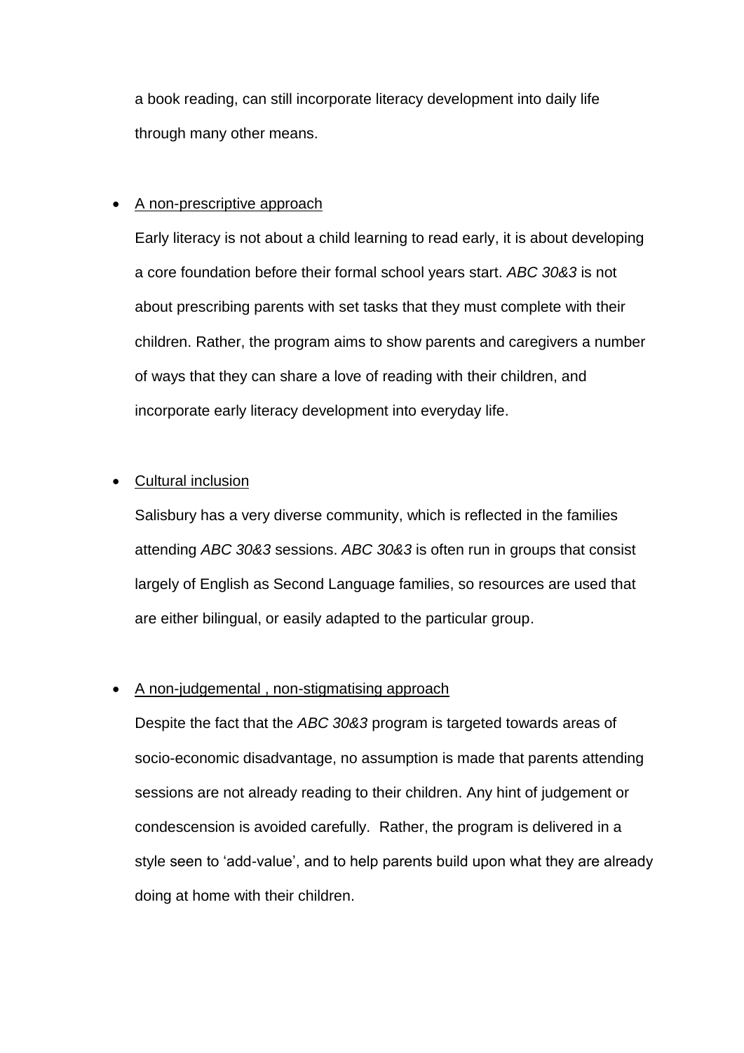a book reading, can still incorporate literacy development into daily life through many other means.

- <u>A non-prescriptive approach</u>

  Early literacy is not about a child learning to read early, it is about developing a core foundation before their formal school years start. *ABC 30&3* is not about prescribing parents with set tasks that they must complete with their children. Rather, the program aims to show parents and caregivers a number of ways that they can share a love of reading with their children, and incorporate early literacy development into everyday life.

- <u>Cultural inclusion</u>

  Salisbury has a very diverse community, which is reflected in the families attending *ABC 30&3* sessions. *ABC 30&3* is often run in groups that consist largely of English as Second Language families, so resources are used that are either bilingual, or easily adapted to the particular group.

- <u>A non-judgemental , non-stigmatising approach</u>

  Despite the fact that the *ABC 30&3* program is targeted towards areas of socio-economic disadvantage, no assumption is made that parents attending sessions are not already reading to their children. Any hint of judgement or condescension is avoided carefully. Rather, the program is delivered in a style seen to 'add-value', and to help parents build upon what they are already doing at home with their children.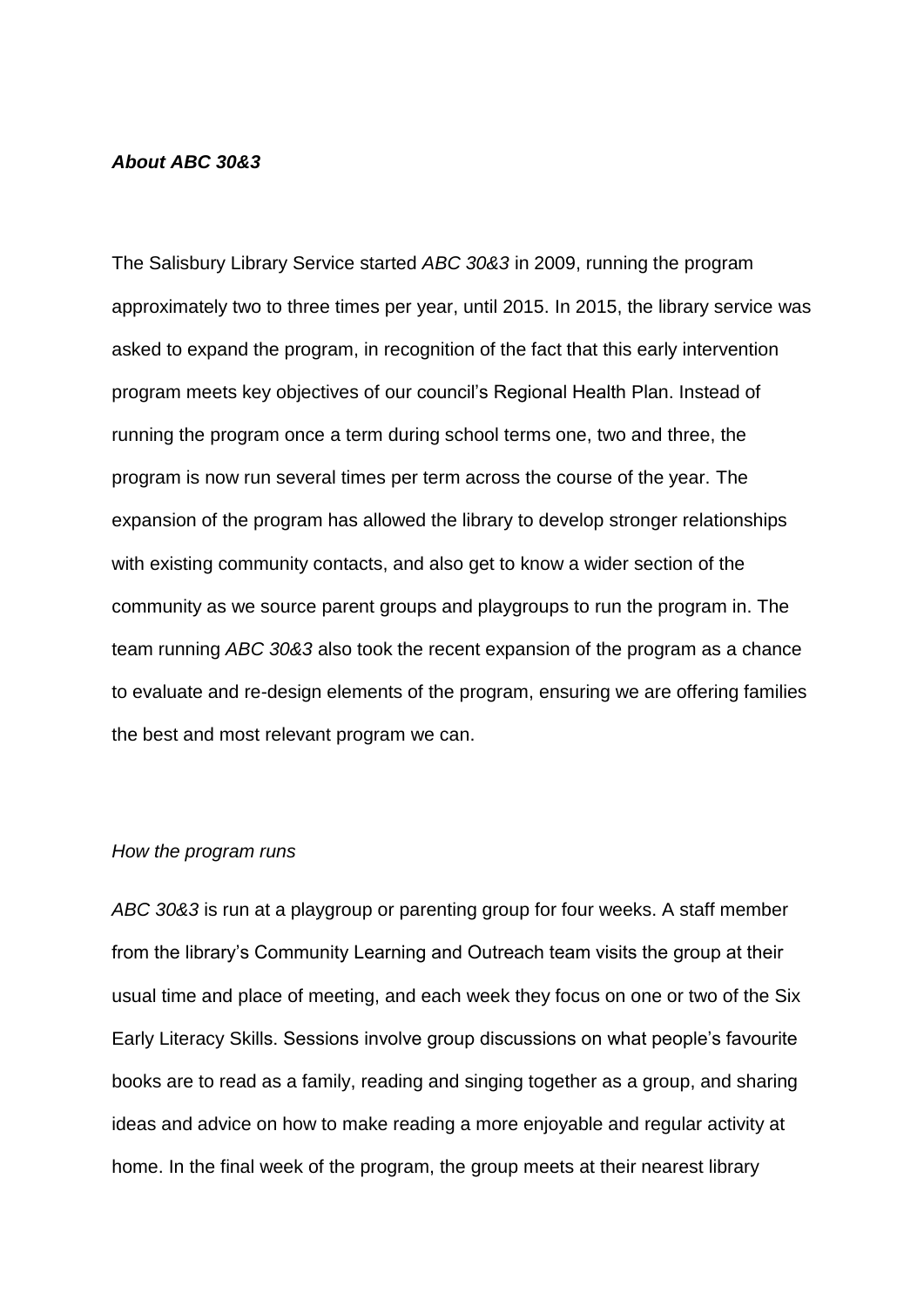***About ABC 30&3***

The Salisbury Library Service started *ABC 30&3* in 2009, running the program approximately two to three times per year, until 2015. In 2015, the library service was asked to expand the program, in recognition of the fact that this early intervention program meets key objectives of our council's Regional Health Plan. Instead of running the program once a term during school terms one, two and three, the program is now run several times per term across the course of the year. The expansion of the program has allowed the library to develop stronger relationships with existing community contacts, and also get to know a wider section of the community as we source parent groups and playgroups to run the program in. The team running *ABC 30&3* also took the recent expansion of the program as a chance to evaluate and re-design elements of the program, ensuring we are offering families the best and most relevant program we can.

*How the program runs*

*ABC 30&3* is run at a playgroup or parenting group for four weeks. A staff member from the library's Community Learning and Outreach team visits the group at their usual time and place of meeting, and each week they focus on one or two of the Six Early Literacy Skills. Sessions involve group discussions on what people's favourite books are to read as a family, reading and singing together as a group, and sharing ideas and advice on how to make reading a more enjoyable and regular activity at home. In the final week of the program, the group meets at their nearest library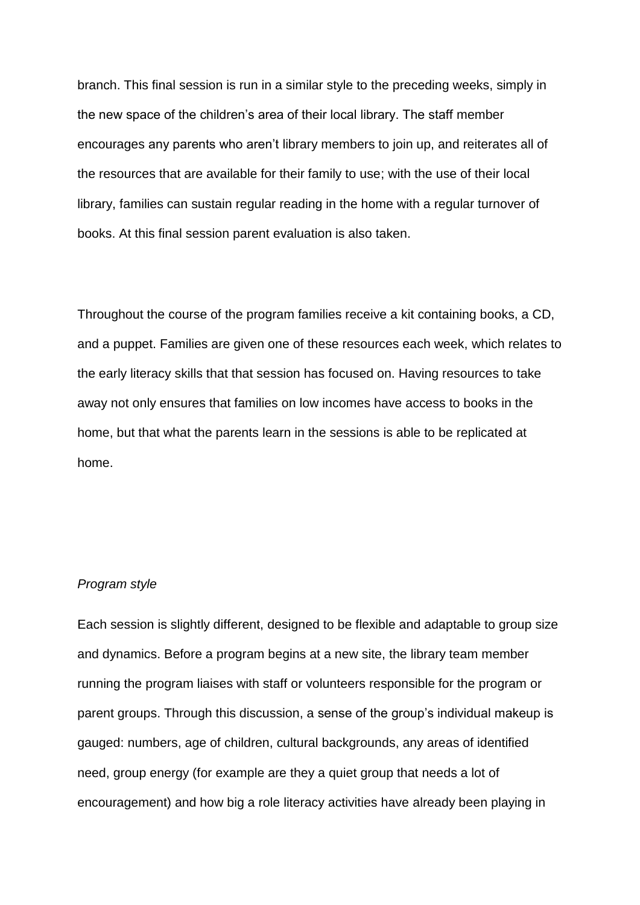branch. This final session is run in a similar style to the preceding weeks, simply in the new space of the children's area of their local library. The staff member encourages any parents who aren't library members to join up, and reiterates all of the resources that are available for their family to use; with the use of their local library, families can sustain regular reading in the home with a regular turnover of books. At this final session parent evaluation is also taken.

Throughout the course of the program families receive a kit containing books, a CD, and a puppet. Families are given one of these resources each week, which relates to the early literacy skills that that session has focused on. Having resources to take away not only ensures that families on low incomes have access to books in the home, but that what the parents learn in the sessions is able to be replicated at home.

*Program style*

Each session is slightly different, designed to be flexible and adaptable to group size and dynamics. Before a program begins at a new site, the library team member running the program liaises with staff or volunteers responsible for the program or parent groups. Through this discussion, a sense of the group's individual makeup is gauged: numbers, age of children, cultural backgrounds, any areas of identified need, group energy (for example are they a quiet group that needs a lot of encouragement) and how big a role literacy activities have already been playing in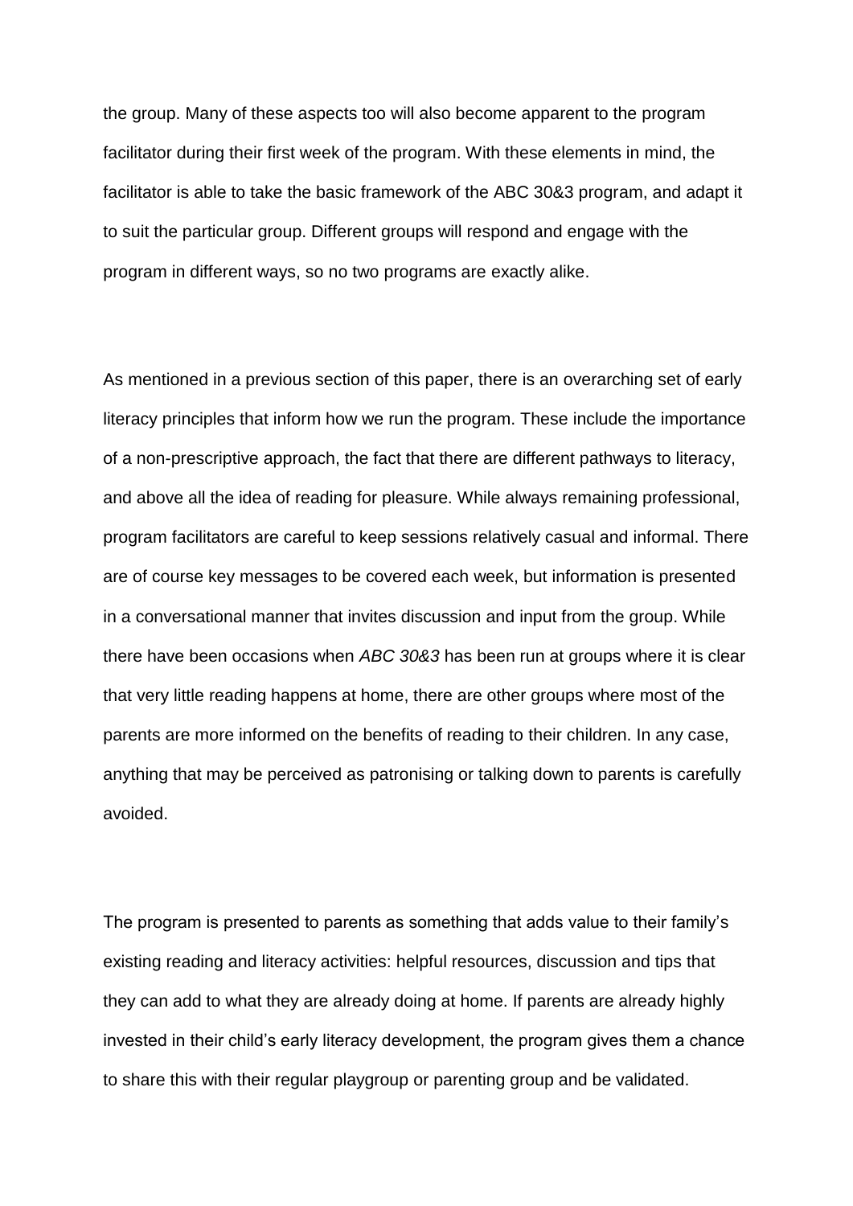the group. Many of these aspects too will also become apparent to the program facilitator during their first week of the program. With these elements in mind, the facilitator is able to take the basic framework of the ABC 30&3 program, and adapt it to suit the particular group. Different groups will respond and engage with the program in different ways, so no two programs are exactly alike.

As mentioned in a previous section of this paper, there is an overarching set of early literacy principles that inform how we run the program. These include the importance of a non-prescriptive approach, the fact that there are different pathways to literacy, and above all the idea of reading for pleasure. While always remaining professional, program facilitators are careful to keep sessions relatively casual and informal. There are of course key messages to be covered each week, but information is presented in a conversational manner that invites discussion and input from the group. While there have been occasions when *ABC 30&3* has been run at groups where it is clear that very little reading happens at home, there are other groups where most of the parents are more informed on the benefits of reading to their children. In any case, anything that may be perceived as patronising or talking down to parents is carefully avoided.

The program is presented to parents as something that adds value to their family's existing reading and literacy activities: helpful resources, discussion and tips that they can add to what they are already doing at home. If parents are already highly invested in their child's early literacy development, the program gives them a chance to share this with their regular playgroup or parenting group and be validated.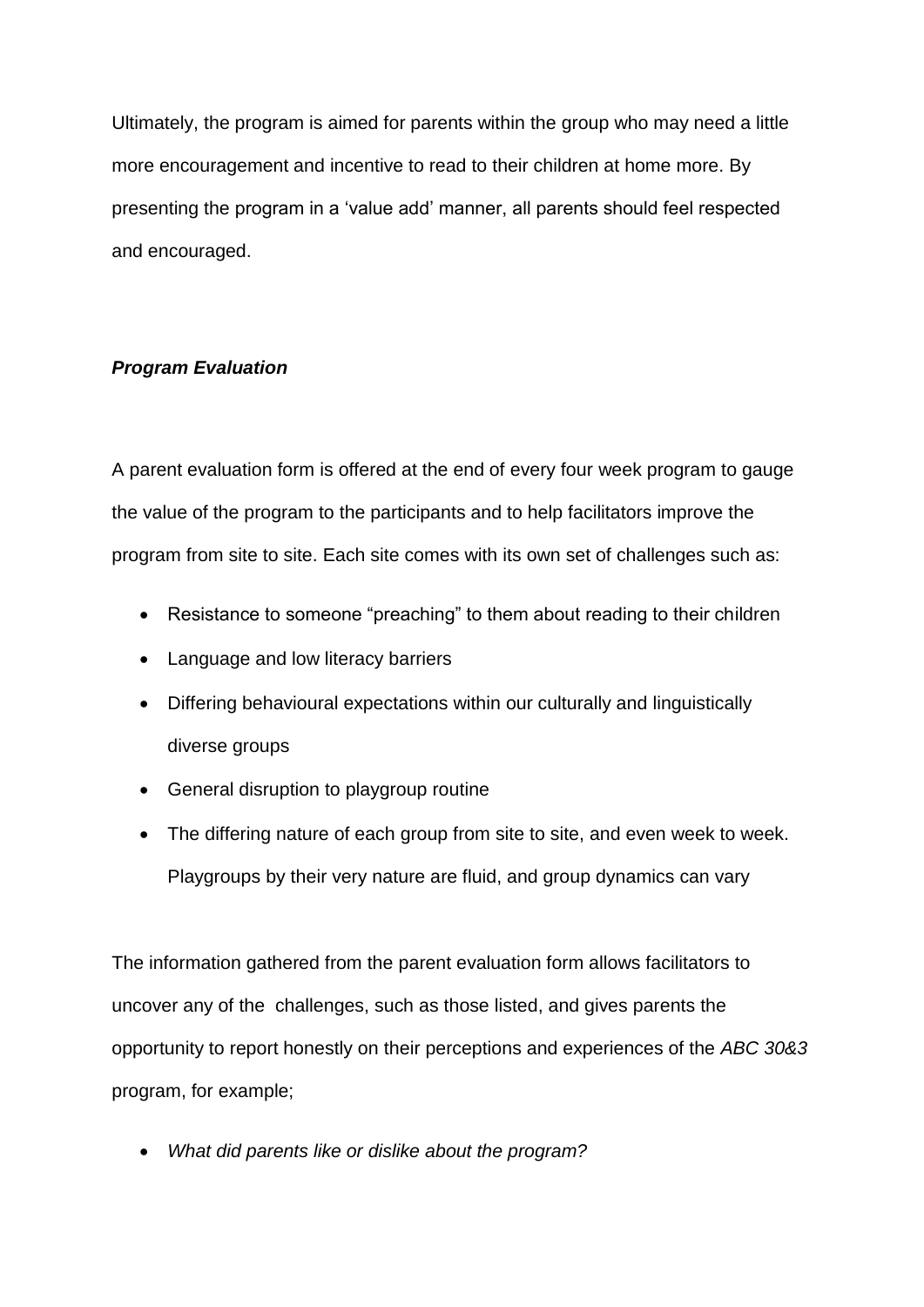Ultimately, the program is aimed for parents within the group who may need a little more encouragement and incentive to read to their children at home more. By presenting the program in a 'value add' manner, all parents should feel respected and encouraged.

***Program Evaluation***

A parent evaluation form is offered at the end of every four week program to gauge the value of the program to the participants and to help facilitators improve the program from site to site. Each site comes with its own set of challenges such as:

- Resistance to someone "preaching" to them about reading to their children
- Language and low literacy barriers
- Differing behavioural expectations within our culturally and linguistically diverse groups
- General disruption to playgroup routine
- The differing nature of each group from site to site, and even week to week. Playgroups by their very nature are fluid, and group dynamics can vary

The information gathered from the parent evaluation form allows facilitators to uncover any of the challenges, such as those listed, and gives parents the opportunity to report honestly on their perceptions and experiences of the *ABC 30&3* program, for example;

- *What did parents like or dislike about the program?*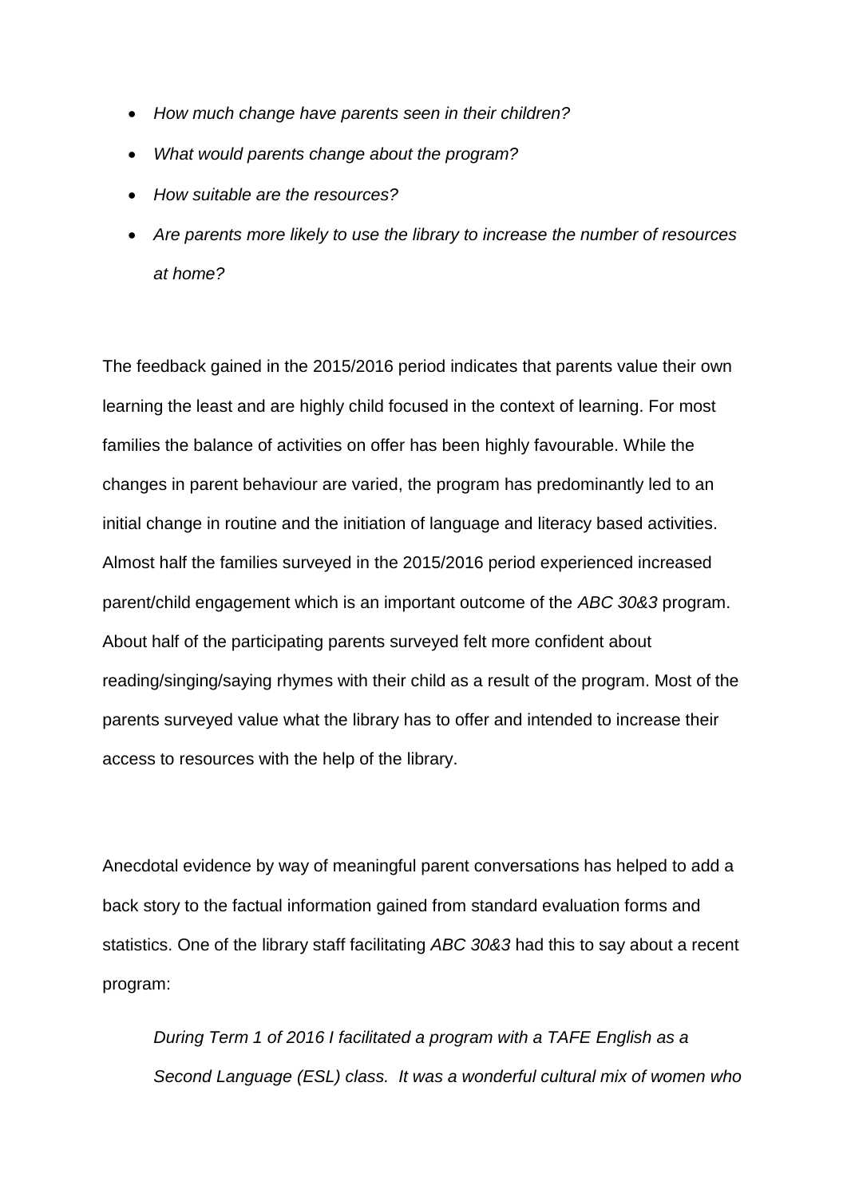- *How much change have parents seen in their children?*
- *What would parents change about the program?*
- *How suitable are the resources?*
- *Are parents more likely to use the library to increase the number of resources at home?*

The feedback gained in the 2015/2016 period indicates that parents value their own learning the least and are highly child focused in the context of learning. For most families the balance of activities on offer has been highly favourable. While the changes in parent behaviour are varied, the program has predominantly led to an initial change in routine and the initiation of language and literacy based activities. Almost half the families surveyed in the 2015/2016 period experienced increased parent/child engagement which is an important outcome of the *ABC 30&3* program. About half of the participating parents surveyed felt more confident about reading/singing/saying rhymes with their child as a result of the program. Most of the parents surveyed value what the library has to offer and intended to increase their access to resources with the help of the library.

Anecdotal evidence by way of meaningful parent conversations has helped to add a back story to the factual information gained from standard evaluation forms and statistics. One of the library staff facilitating *ABC 30&3* had this to say about a recent program:

> *During Term 1 of 2016 I facilitated a program with a TAFE English as a Second Language (ESL) class. It was a wonderful cultural mix of women who*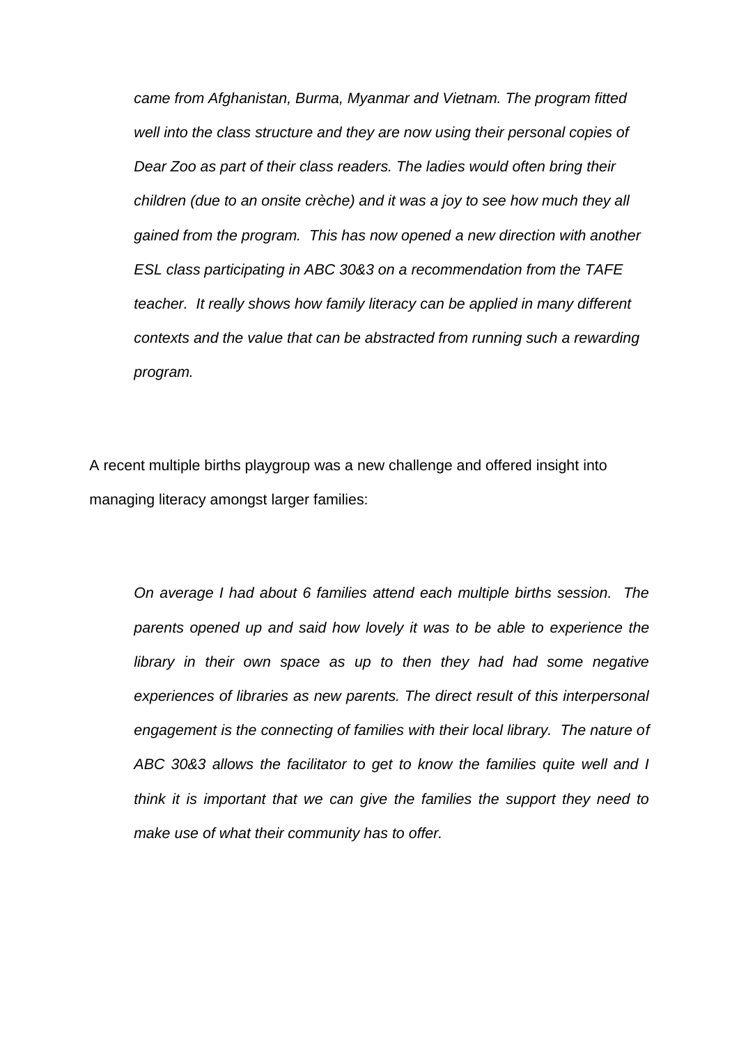*came from Afghanistan, Burma, Myanmar and Vietnam. The program fitted well into the class structure and they are now using their personal copies of Dear Zoo as part of their class readers. The ladies would often bring their children (due to an onsite crèche) and it was a joy to see how much they all gained from the program. This has now opened a new direction with another ESL class participating in ABC 30&3 on a recommendation from the TAFE teacher. It really shows how family literacy can be applied in many different contexts and the value that can be abstracted from running such a rewarding program.*

A recent multiple births playgroup was a new challenge and offered insight into managing literacy amongst larger families:

*On average I had about 6 families attend each multiple births session. The parents opened up and said how lovely it was to be able to experience the library in their own space as up to then they had had some negative experiences of libraries as new parents. The direct result of this interpersonal engagement is the connecting of families with their local library. The nature of ABC 30&3 allows the facilitator to get to know the families quite well and I think it is important that we can give the families the support they need to make use of what their community has to offer.*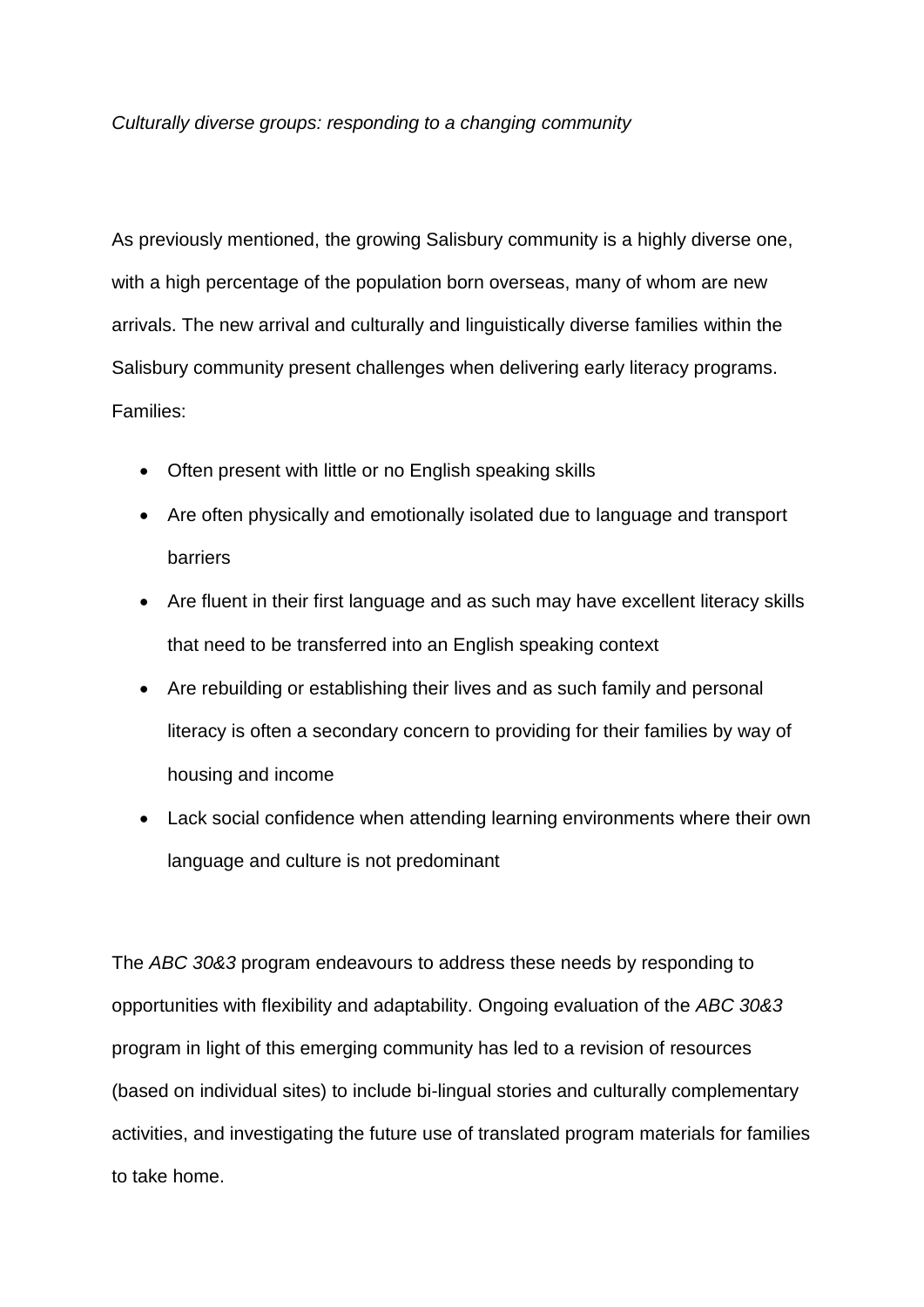*Culturally diverse groups: responding to a changing community*

As previously mentioned, the growing Salisbury community is a highly diverse one, with a high percentage of the population born overseas, many of whom are new arrivals. The new arrival and culturally and linguistically diverse families within the Salisbury community present challenges when delivering early literacy programs. Families:

- Often present with little or no English speaking skills
- Are often physically and emotionally isolated due to language and transport barriers
- Are fluent in their first language and as such may have excellent literacy skills that need to be transferred into an English speaking context
- Are rebuilding or establishing their lives and as such family and personal literacy is often a secondary concern to providing for their families by way of housing and income
- Lack social confidence when attending learning environments where their own language and culture is not predominant

The *ABC 30&3* program endeavours to address these needs by responding to opportunities with flexibility and adaptability. Ongoing evaluation of the *ABC 30&3* program in light of this emerging community has led to a revision of resources (based on individual sites) to include bi-lingual stories and culturally complementary activities, and investigating the future use of translated program materials for families to take home.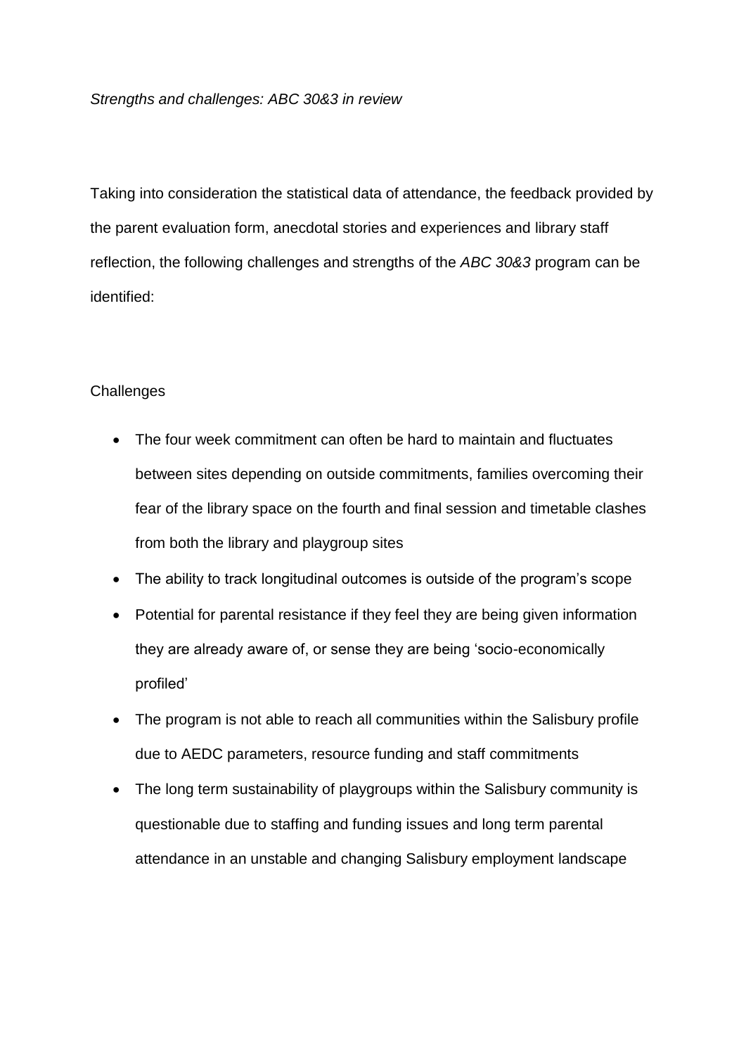*Strengths and challenges: ABC 30&3 in review*

Taking into consideration the statistical data of attendance, the feedback provided by the parent evaluation form, anecdotal stories and experiences and library staff reflection, the following challenges and strengths of the *ABC 30&3* program can be identified:

Challenges

- The four week commitment can often be hard to maintain and fluctuates between sites depending on outside commitments, families overcoming their fear of the library space on the fourth and final session and timetable clashes from both the library and playgroup sites
- The ability to track longitudinal outcomes is outside of the program's scope
- Potential for parental resistance if they feel they are being given information they are already aware of, or sense they are being 'socio-economically profiled'
- The program is not able to reach all communities within the Salisbury profile due to AEDC parameters, resource funding and staff commitments
- The long term sustainability of playgroups within the Salisbury community is questionable due to staffing and funding issues and long term parental attendance in an unstable and changing Salisbury employment landscape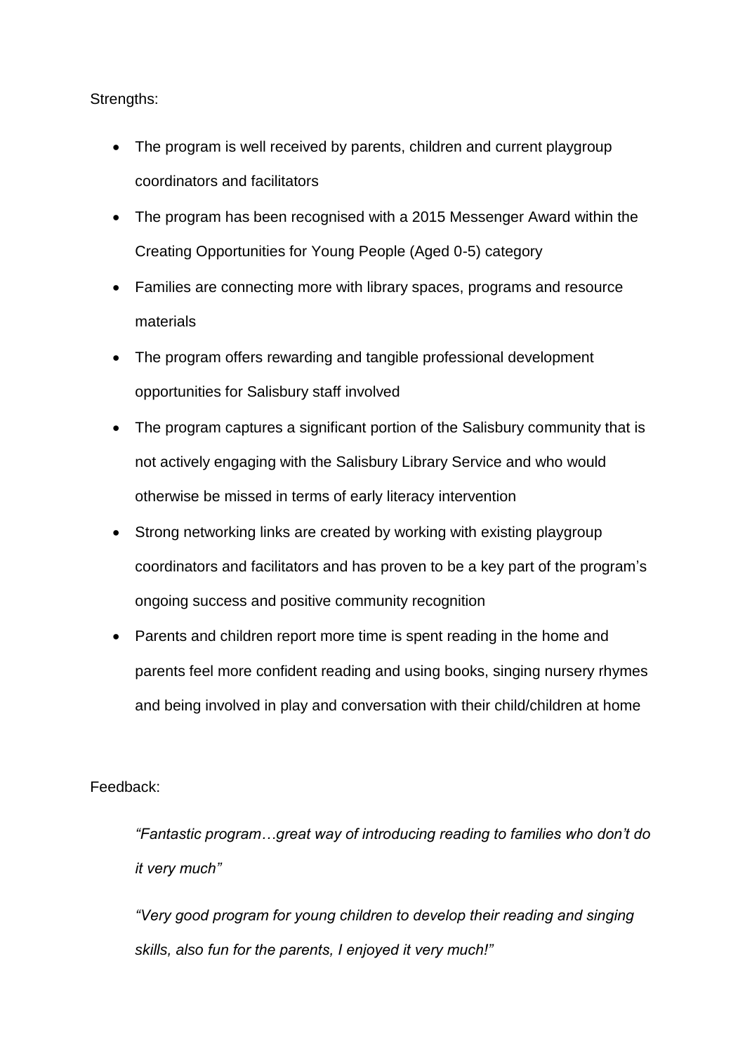Strengths:

- The program is well received by parents, children and current playgroup coordinators and facilitators
- The program has been recognised with a 2015 Messenger Award within the Creating Opportunities for Young People (Aged 0-5) category
- Families are connecting more with library spaces, programs and resource materials
- The program offers rewarding and tangible professional development opportunities for Salisbury staff involved
- The program captures a significant portion of the Salisbury community that is not actively engaging with the Salisbury Library Service and who would otherwise be missed in terms of early literacy intervention
- Strong networking links are created by working with existing playgroup coordinators and facilitators and has proven to be a key part of the program's ongoing success and positive community recognition
- Parents and children report more time is spent reading in the home and parents feel more confident reading and using books, singing nursery rhymes and being involved in play and conversation with their child/children at home

Feedback:

> *"Fantastic program…great way of introducing reading to families who don't do it very much"*
>
> *"Very good program for young children to develop their reading and singing skills, also fun for the parents, I enjoyed it very much!"*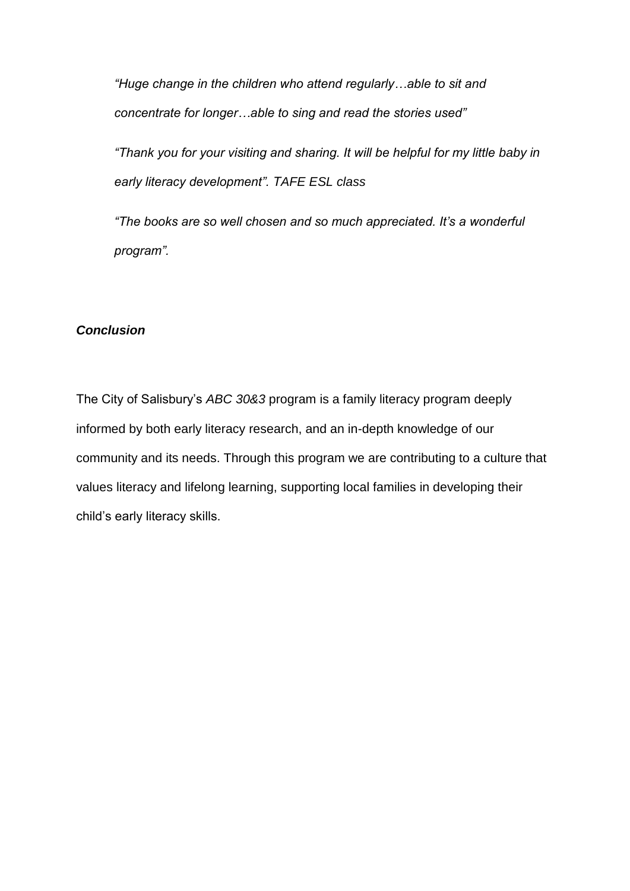*"Huge change in the children who attend regularly…able to sit and concentrate for longer…able to sing and read the stories used"*

*"Thank you for your visiting and sharing. It will be helpful for my little baby in early literacy development". TAFE ESL class*

*"The books are so well chosen and so much appreciated. It's a wonderful program".*

### ***Conclusion***

The City of Salisbury's *ABC 30&3* program is a family literacy program deeply informed by both early literacy research, and an in-depth knowledge of our community and its needs. Through this program we are contributing to a culture that values literacy and lifelong learning, supporting local families in developing their child's early literacy skills.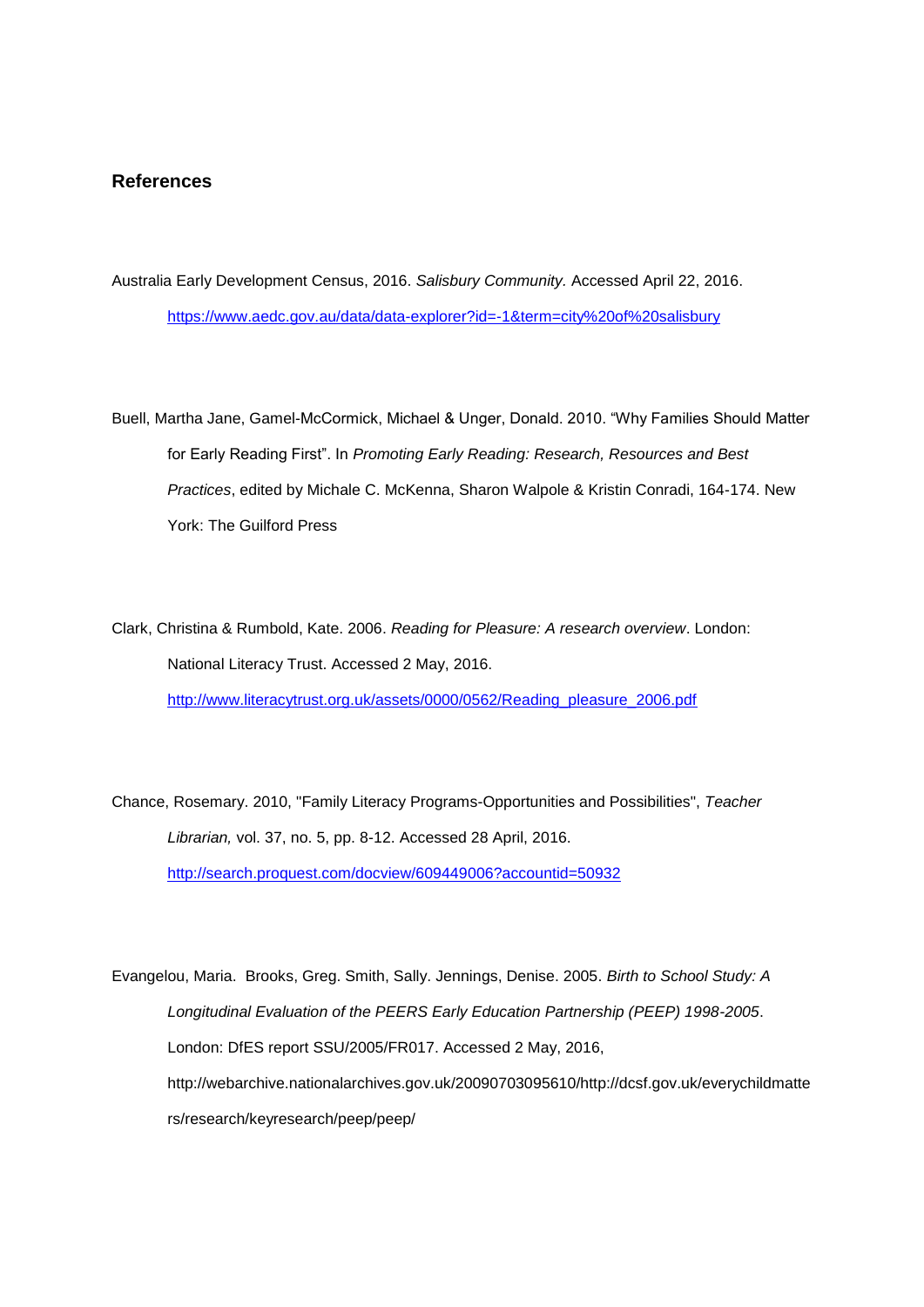## References

Australia Early Development Census, 2016. *Salisbury Community.* Accessed April 22, 2016. https://www.aedc.gov.au/data/data-explorer?id=-1&term=city%20of%20salisbury

Buell, Martha Jane, Gamel-McCormick, Michael & Unger, Donald. 2010. "Why Families Should Matter for Early Reading First". In *Promoting Early Reading: Research, Resources and Best Practices*, edited by Michale C. McKenna, Sharon Walpole & Kristin Conradi, 164-174. New York: The Guilford Press

Clark, Christina & Rumbold, Kate. 2006. *Reading for Pleasure: A research overview*. London: National Literacy Trust. Accessed 2 May, 2016. http://www.literacytrust.org.uk/assets/0000/0562/Reading_pleasure_2006.pdf

Chance, Rosemary. 2010, "Family Literacy Programs-Opportunities and Possibilities", *Teacher Librarian,* vol. 37, no. 5, pp. 8-12. Accessed 28 April, 2016. http://search.proquest.com/docview/609449006?accountid=50932

Evangelou, Maria. Brooks, Greg. Smith, Sally. Jennings, Denise. 2005. *Birth to School Study: A Longitudinal Evaluation of the PEERS Early Education Partnership (PEEP) 1998-2005*. London: DfES report SSU/2005/FR017. Accessed 2 May, 2016, http://webarchive.nationalarchives.gov.uk/20090703095610/http://dcsf.gov.uk/everychildmatters/research/keyresearch/peep/peep/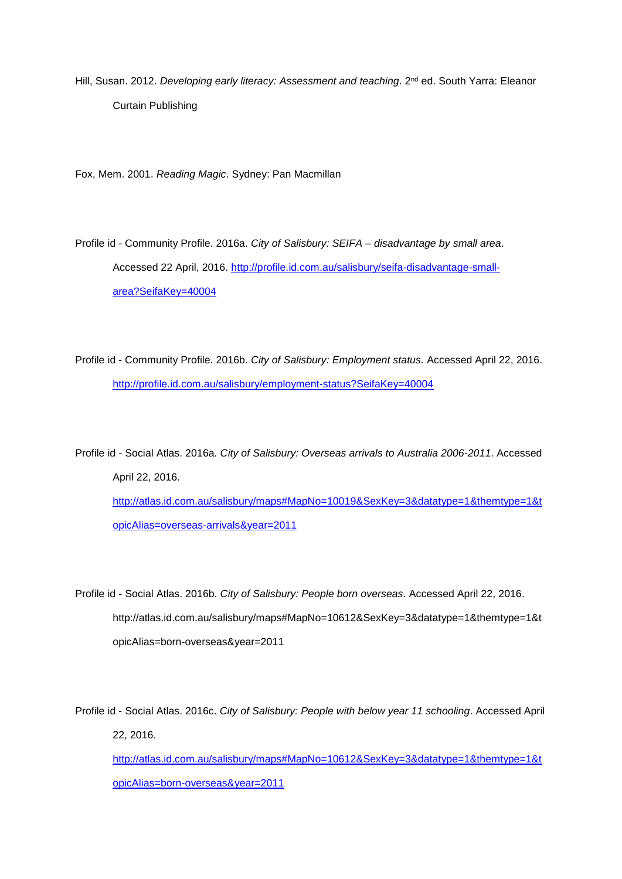Hill, Susan. 2012. *Developing early literacy: Assessment and teaching*. 2nd ed. South Yarra: Eleanor Curtain Publishing

Fox, Mem. 2001. *Reading Magic*. Sydney: Pan Macmillan

Profile id - Community Profile. 2016a. *City of Salisbury: SEIFA – disadvantage by small area*. Accessed 22 April, 2016. http://profile.id.com.au/salisbury/seifa-disadvantage-small-area?SeifaKey=40004

Profile id - Community Profile. 2016b. *City of Salisbury: Employment status.* Accessed April 22, 2016. http://profile.id.com.au/salisbury/employment-status?SeifaKey=40004

Profile id - Social Atlas. 2016a*. City of Salisbury: Overseas arrivals to Australia 2006-2011*. Accessed April 22, 2016. http://atlas.id.com.au/salisbury/maps#MapNo=10019&SexKey=3&datatype=1&themtype=1&topicAlias=overseas-arrivals&year=2011

Profile id - Social Atlas. 2016b. *City of Salisbury: People born overseas*. Accessed April 22, 2016. http://atlas.id.com.au/salisbury/maps#MapNo=10612&SexKey=3&datatype=1&themtype=1&topicAlias=born-overseas&year=2011

Profile id - Social Atlas. 2016c. *City of Salisbury: People with below year 11 schooling*. Accessed April 22, 2016. http://atlas.id.com.au/salisbury/maps#MapNo=10612&SexKey=3&datatype=1&themtype=1&topicAlias=born-overseas&year=2011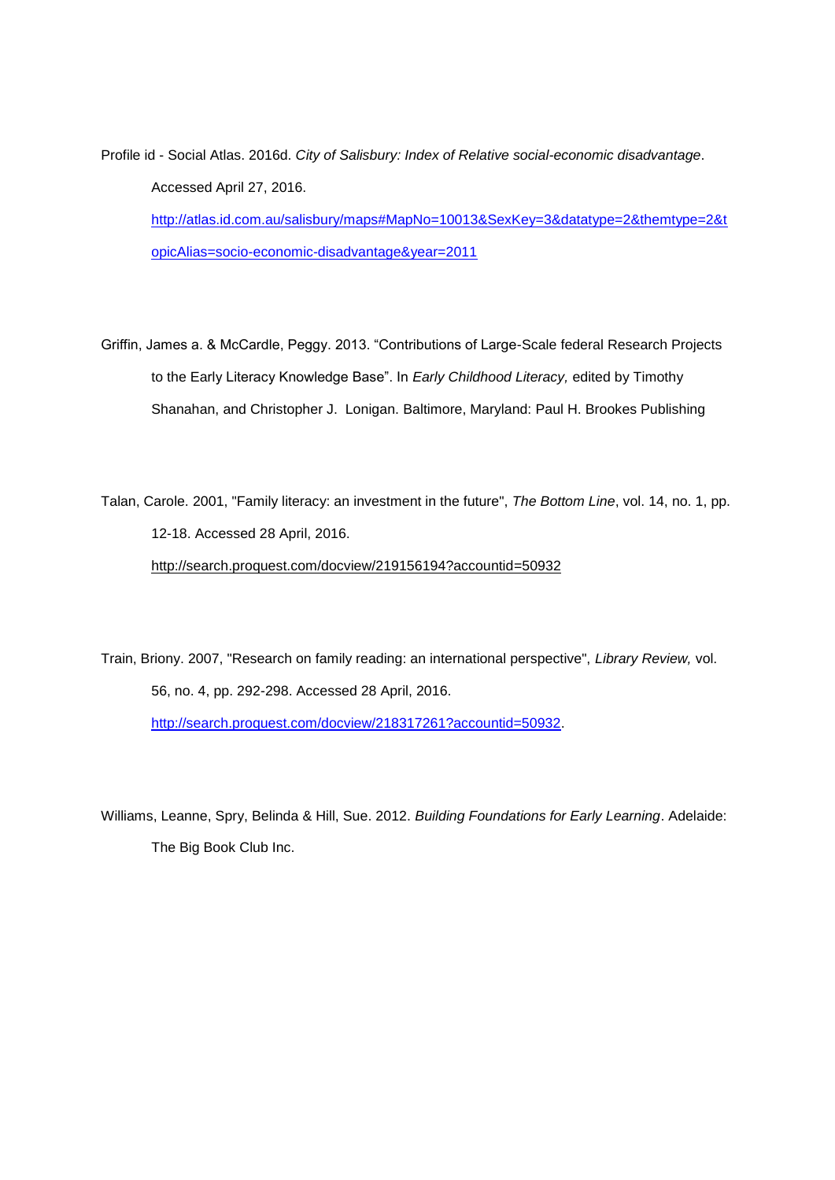Profile id - Social Atlas. 2016d. *City of Salisbury: Index of Relative social-economic disadvantage*. Accessed April 27, 2016. http://atlas.id.com.au/salisbury/maps#MapNo=10013&SexKey=3&datatype=2&themtype=2&topicAlias=socio-economic-disadvantage&year=2011

Griffin, James a. & McCardle, Peggy. 2013. "Contributions of Large-Scale federal Research Projects to the Early Literacy Knowledge Base". In *Early Childhood Literacy,* edited by Timothy Shanahan, and Christopher J. Lonigan. Baltimore, Maryland: Paul H. Brookes Publishing

Talan, Carole. 2001, "Family literacy: an investment in the future", *The Bottom Line*, vol. 14, no. 1, pp. 12-18. Accessed 28 April, 2016. http://search.proquest.com/docview/219156194?accountid=50932

Train, Briony. 2007, "Research on family reading: an international perspective", *Library Review,* vol. 56, no. 4, pp. 292-298. Accessed 28 April, 2016. http://search.proquest.com/docview/218317261?accountid=50932.

Williams, Leanne, Spry, Belinda & Hill, Sue. 2012. *Building Foundations for Early Learning*. Adelaide: The Big Book Club Inc.